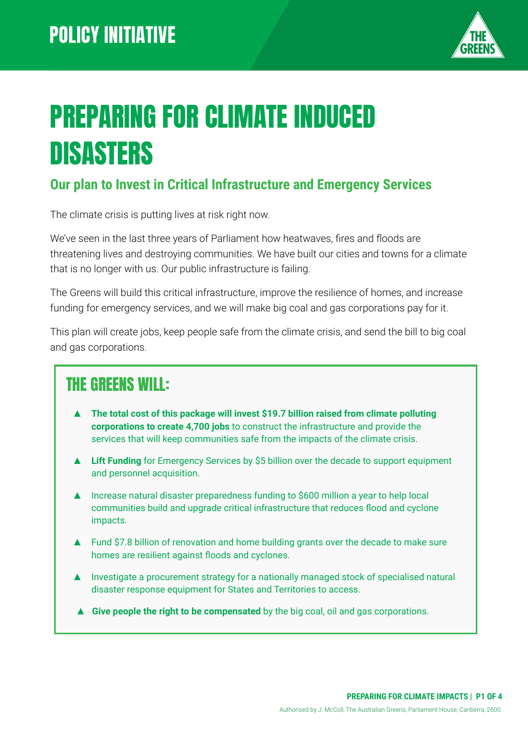POLICY INITIATIVE

# PREPARING FOR CLIMATE INDUCED DISASTERS

## Our plan to Invest in Critical Infrastructure and Emergency Services

The climate crisis is putting lives at risk right now.

We've seen in the last three years of Parliament how heatwaves, fires and floods are threatening lives and destroying communities. We have built our cities and towns for a climate that is no longer with us. Our public infrastructure is failing.

The Greens will build this critical infrastructure, improve the resilience of homes, and increase funding for emergency services, and we will make big coal and gas corporations pay for it.

This plan will create jobs, keep people safe from the climate crisis, and send the bill to big coal and gas corporations.

## THE GREENS WILL:

- **The total cost of this package will invest $19.7 billion raised from climate polluting corporations to create 4,700 jobs** to construct the infrastructure and provide the services that will keep communities safe from the impacts of the climate crisis.
- **Lift Funding** for Emergency Services by $5 billion over the decade to support equipment and personnel acquisition.
- Increase natural disaster preparedness funding to $600 million a year to help local communities build and upgrade critical infrastructure that reduces flood and cyclone impacts.
- Fund $7.8 billion of renovation and home building grants over the decade to make sure homes are resilient against floods and cyclones.
- Investigate a procurement strategy for a nationally managed stock of specialised natural disaster response equipment for States and Territories to access.
- **Give people the right to be compensated** by the big coal, oil and gas corporations.

Authorised by J. McColl, The Australian Greens, Parliament House, Canberra, 2600.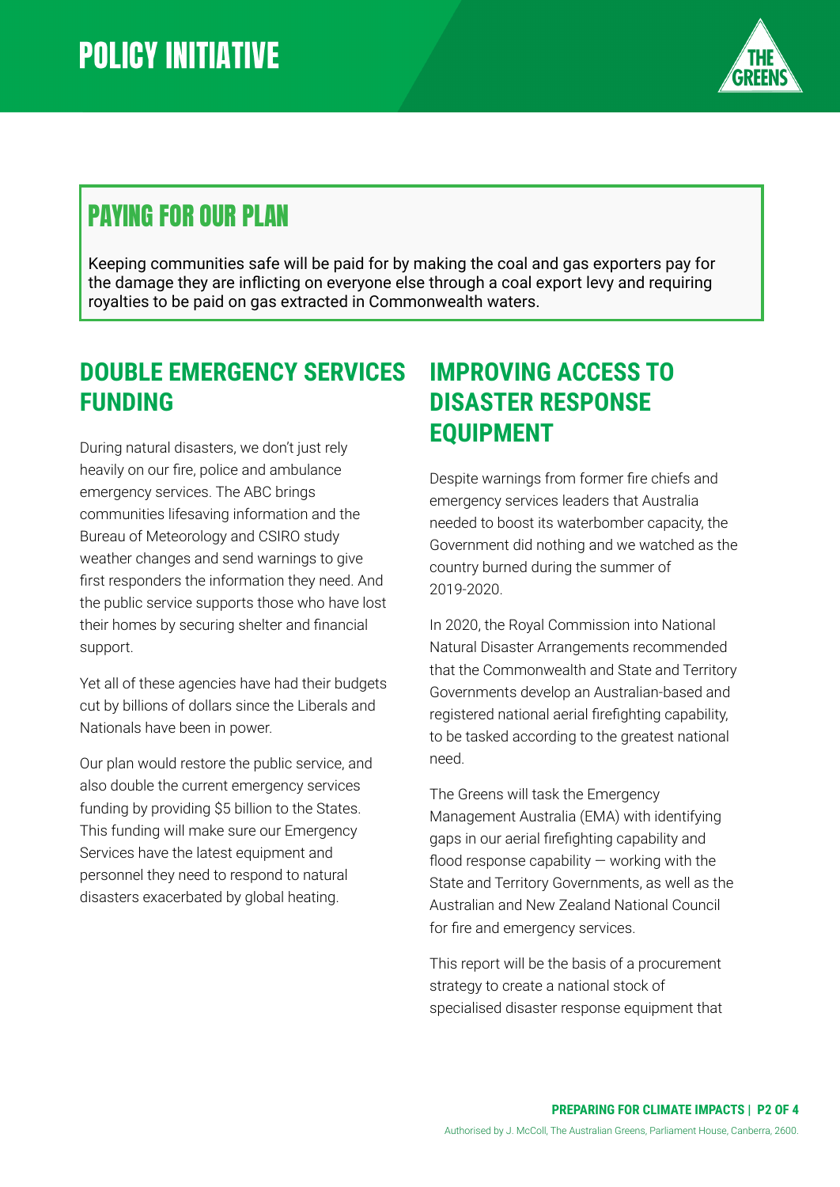# POLICY INITIATIVE

## PAYING FOR OUR PLAN

Keeping communities safe will be paid for by making the coal and gas exporters pay for the damage they are inflicting on everyone else through a coal export levy and requiring royalties to be paid on gas extracted in Commonwealth waters.

## DOUBLE EMERGENCY SERVICES FUNDING

During natural disasters, we don't just rely heavily on our fire, police and ambulance emergency services. The ABC brings communities lifesaving information and the Bureau of Meteorology and CSIRO study weather changes and send warnings to give first responders the information they need. And the public service supports those who have lost their homes by securing shelter and financial support.

Yet all of these agencies have had their budgets cut by billions of dollars since the Liberals and Nationals have been in power.

Our plan would restore the public service, and also double the current emergency services funding by providing $5 billion to the States. This funding will make sure our Emergency Services have the latest equipment and personnel they need to respond to natural disasters exacerbated by global heating.

## IMPROVING ACCESS TO DISASTER RESPONSE EQUIPMENT

Despite warnings from former fire chiefs and emergency services leaders that Australia needed to boost its waterbomber capacity, the Government did nothing and we watched as the country burned during the summer of 2019-2020.

In 2020, the Royal Commission into National Natural Disaster Arrangements recommended that the Commonwealth and State and Territory Governments develop an Australian-based and registered national aerial firefighting capability, to be tasked according to the greatest national need.

The Greens will task the Emergency Management Australia (EMA) with identifying gaps in our aerial firefighting capability and flood response capability — working with the State and Territory Governments, as well as the Australian and New Zealand National Council for fire and emergency services.

This report will be the basis of a procurement strategy to create a national stock of specialised disaster response equipment that

Authorised by J. McColl, The Australian Greens, Parliament House, Canberra, 2600.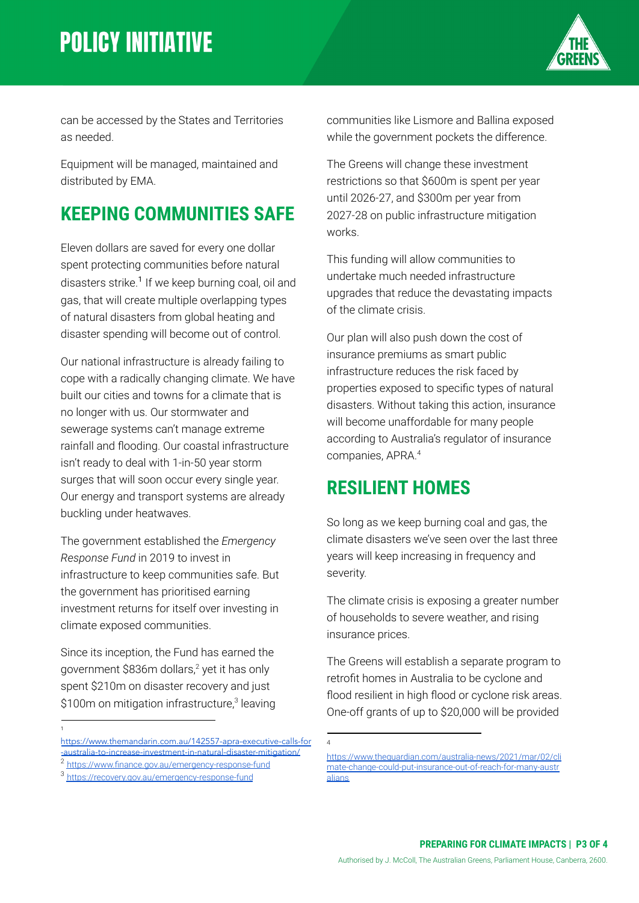can be accessed by the States and Territories as needed.

Equipment will be managed, maintained and distributed by EMA.

## KEEPING COMMUNITIES SAFE

Eleven dollars are saved for every one dollar spent protecting communities before natural disasters strike.[1] If we keep burning coal, oil and gas, that will create multiple overlapping types of natural disasters from global heating and disaster spending will become out of control.

Our national infrastructure is already failing to cope with a radically changing climate. We have built our cities and towns for a climate that is no longer with us. Our stormwater and sewerage systems can't manage extreme rainfall and flooding. Our coastal infrastructure isn't ready to deal with 1-in-50 year storm surges that will soon occur every single year. Our energy and transport systems are already buckling under heatwaves.

The government established the *Emergency Response Fund* in 2019 to invest in infrastructure to keep communities safe. But the government has prioritised earning investment returns for itself over investing in climate exposed communities.

Since its inception, the Fund has earned the government $836m dollars,[2] yet it has only spent $210m on disaster recovery and just $100m on mitigation infrastructure,[3] leaving communities like Lismore and Ballina exposed while the government pockets the difference.

The Greens will change these investment restrictions so that $600m is spent per year until 2026-27, and $300m per year from 2027-28 on public infrastructure mitigation works.

This funding will allow communities to undertake much needed infrastructure upgrades that reduce the devastating impacts of the climate crisis.

Our plan will also push down the cost of insurance premiums as smart public infrastructure reduces the risk faced by properties exposed to specific types of natural disasters. Without taking this action, insurance will become unaffordable for many people according to Australia's regulator of insurance companies, APRA.[4]

## RESILIENT HOMES

So long as we keep burning coal and gas, the climate disasters we've seen over the last three years will keep increasing in frequency and severity.

The climate crisis is exposing a greater number of households to severe weather, and rising insurance prices.

The Greens will establish a separate program to retrofit homes in Australia to be cyclone and flood resilient in high flood or cyclone risk areas. One-off grants of up to $20,000 will be provided

---

[1] https://www.themandarin.com.au/142557-apra-executive-calls-for-australia-to-increase-investment-in-natural-disaster-mitigation/

[2] https://www.finance.gov.au/emergency-response-fund

[3] https://recovery.gov.au/emergency-response-fund

[4] https://www.theguardian.com/australia-news/2021/mar/02/climate-change-could-put-insurance-out-of-reach-for-many-australians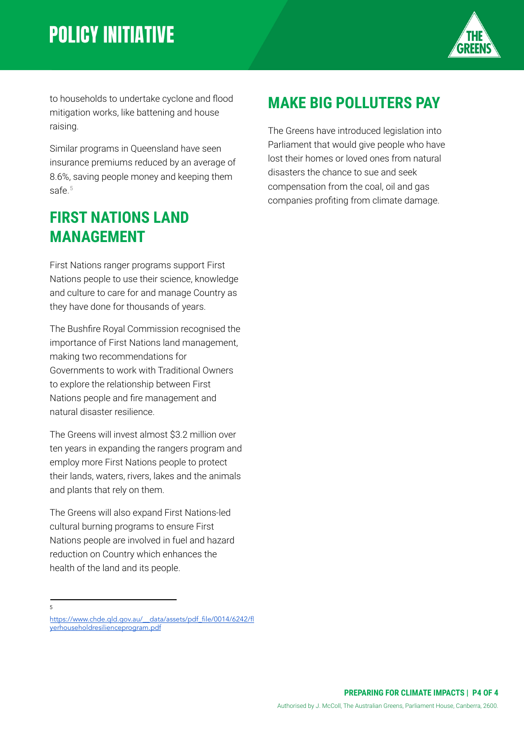to households to undertake cyclone and flood mitigation works, like battening and house raising.

Similar programs in Queensland have seen insurance premiums reduced by an average of 8.6%, saving people money and keeping them safe.[5]

## FIRST NATIONS LAND MANAGEMENT

First Nations ranger programs support First Nations people to use their science, knowledge and culture to care for and manage Country as they have done for thousands of years.

The Bushfire Royal Commission recognised the importance of First Nations land management, making two recommendations for Governments to work with Traditional Owners to explore the relationship between First Nations people and fire management and natural disaster resilience.

The Greens will invest almost $3.2 million over ten years in expanding the rangers program and employ more First Nations people to protect their lands, waters, rivers, lakes and the animals and plants that rely on them.

The Greens will also expand First Nations-led cultural burning programs to ensure First Nations people are involved in fuel and hazard reduction on Country which enhances the health of the land and its people.

## MAKE BIG POLLUTERS PAY

The Greens have introduced legislation into Parliament that would give people who have lost their homes or loved ones from natural disasters the chance to sue and seek compensation from the coal, oil and gas companies profiting from climate damage.

---

5 https://www.chde.qld.gov.au/__data/assets/pdf_file/0014/6242/flyerhouseholdresilienceprogram.pdf

Authorised by J. McColl, The Australian Greens, Parliament House, Canberra, 2600.